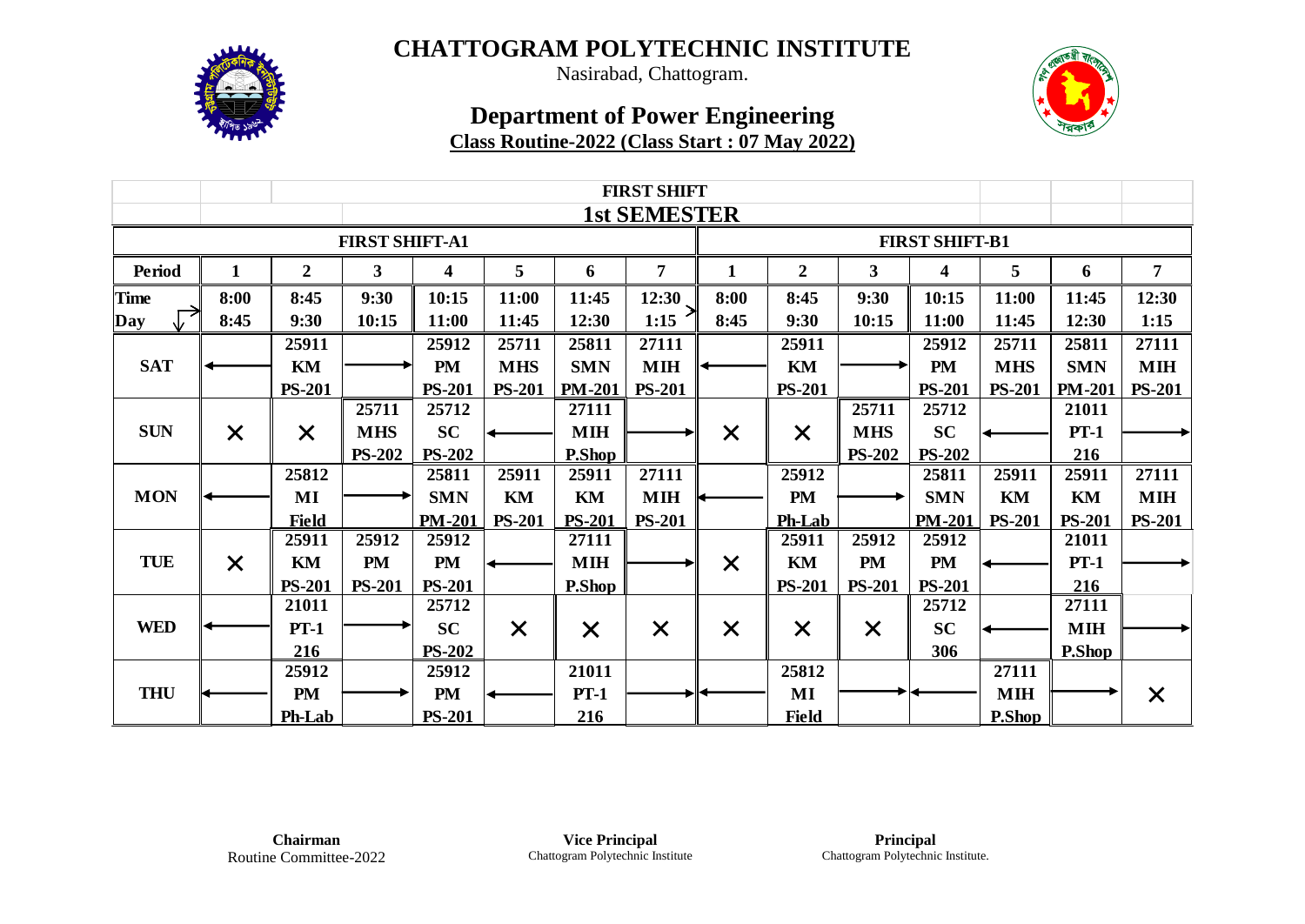# CHATTOGRAM POLYTECHNIC INSTITUTE

Nasirabad, Chattogram.

## Department of Power Engineering

**Class Routine-2022 (Class Start : 07 May 2022)**

| | | | | | | | FIRST SHIFT | | | | | | | |
|---|---|---|---|---|---|---|---|---|---|---|---|---|---|---|
| | | | | | | | **1st SEMESTER** | | | | | | | |
| **FIRST SHIFT-A1** | | | | | | | | **FIRST SHIFT-B1** | | | | | | |
| **Period** | **1** | **2** | **3** | **4** | **5** | **6** | **7** | **1** | **2** | **3** | **4** | **5** | **6** | **7** |
| **Time / Day** | 8:00 - 8:45 | 8:45 - 9:30 | 9:30 - 10:15 | 10:15 - 11:00 | 11:00 - 11:45 | 11:45 - 12:30 | 12:30 - 1:15 | 8:00 - 8:45 | 8:45 - 9:30 | 9:30 - 10:15 | 10:15 - 11:00 | 11:00 - 11:45 | 11:45 - 12:30 | 12:30 - 1:15 |
| **SAT** | ← | 25911 KM PS-201 | → | 25912 PM PS-201 | 25711 MHS PS-201 | 25811 SMN PM-201 | 27111 MIH PS-201 | ← | 25911 KM PS-201 | → | 25912 PM PS-201 | 25711 MHS PS-201 | 25811 SMN PM-201 | 27111 MIH PS-201 |
| **SUN** | × | × | 25711 MHS PS-202 | 25712 SC PS-202 | ← | 27111 MIH P.Shop | → | × | × | 25711 MHS PS-202 | 25712 SC PS-202 | ← | 21011 PT-1 216 | → |
| **MON** | ← | 25812 MI Field | → | 25811 SMN PM-201 | 25911 KM PS-201 | 25911 KM PS-201 | 27111 MIH PS-201 | ← | 25912 PM Ph-Lab | → | 25811 SMN PM-201 | 25911 KM PS-201 | 25911 KM PS-201 | 27111 MIH PS-201 |
| **TUE** | × | 25911 KM PS-201 | 25912 PM PS-201 | 25912 PM PS-201 | ← | 27111 MIH P.Shop | → | × | 25911 KM PS-201 | 25912 PM PS-201 | 25912 PM PS-201 | ← | 21011 PT-1 216 | → |
| **WED** | ← | 21011 PT-1 216 | → | 25712 SC PS-202 | × | × | × | × | × | × | 25712 SC 306 | ← | 27111 MIH P.Shop | → |
| **THU** | ← | 25912 PM Ph-Lab | → | 25912 PM PS-201 | ← | 21011 PT-1 216 | → | ← | 25812 MI Field | → | ← | 27111 MIH P.Shop | → | × |

**Chairman**
Routine Committee-2022

**Vice Principal**
Chattogram Polytechnic Institute

**Principal**
Chattogram Polytechnic Institute.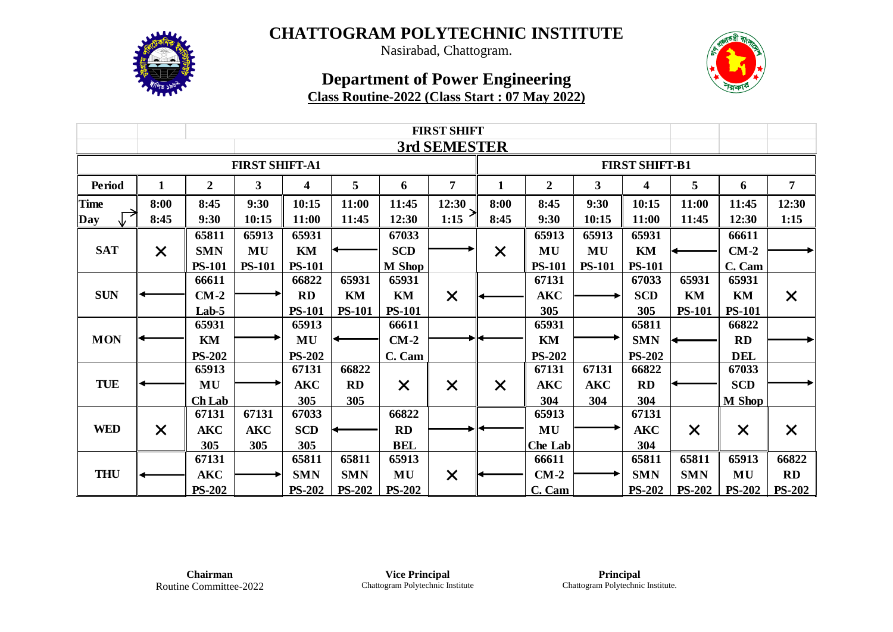# CHATTOGRAM POLYTECHNIC INSTITUTE

Nasirabad, Chattogram.

## Department of Power Engineering

**Class Routine-2022 (Class Start : 07 May 2022)**

| | FIRST SHIFT | | | | | | | | | | | | | |
|---|---|---|---|---|---|---|---|---|---|---|---|---|---|---|
| | 3rd SEMESTER | | | | | | | | | | | | | |
| FIRST SHIFT-A1 | | | | | | | | FIRST SHIFT-B1 | | | | | | |
| **Period** | **1** | **2** | **3** | **4** | **5** | **6** | **7** | **1** | **2** | **3** | **4** | **5** | **6** | **7** |
| **Time / Day** | 8:00 - 8:45 | 8:45 - 9:30 | 9:30 - 10:15 | 10:15 - 11:00 | 11:00 - 11:45 | 11:45 - 12:30 | 12:30 - 1:15 | 8:00 - 8:45 | 8:45 - 9:30 | 9:30 - 10:15 | 10:15 - 11:00 | 11:00 - 11:45 | 11:45 - 12:30 | 12:30 - 1:15 |
| **SAT** | × | 65811 SMN PS-101 | 65913 MU PS-101 | 65931 KM PS-101 | ← | 67033 SCD M Shop | → | × | 65913 MU PS-101 | 65913 MU PS-101 | 65931 KM PS-101 | ← | 66611 CM-2 C. Cam | → |
| **SUN** | ← | 66611 CM-2 Lab-5 | → | 66822 RD PS-101 | 65931 KM PS-101 | 65931 KM PS-101 | × | ← | 67131 AKC 305 | → | 67033 SCD 305 | 65931 KM PS-101 | 65931 KM PS-101 | × |
| **MON** | ← | 65931 KM PS-202 | → | 65913 MU PS-202 | ← | 66611 CM-2 C. Cam | → | ← | 65931 KM PS-202 | → | 65811 SMN PS-202 | ← | 66822 RD DEL | → |
| **TUE** | ← | 65913 MU Ch Lab | → | 67131 AKC 305 | 66822 RD 305 | × | × | × | 67131 AKC 304 | 67131 AKC 304 | 66822 RD 304 | ← | 67033 SCD M Shop | → |
| **WED** | × | 67131 AKC 305 | 67131 AKC 305 | 67033 SCD 305 | ← | 66822 RD BEL | → | ← | 65913 MU Che Lab | → | 67131 AKC 304 | × | × | × |
| **THU** | ← | 67131 AKC PS-202 | → | 65811 SMN PS-202 | 65811 SMN PS-202 | 65913 MU PS-202 | × | ← | 66611 CM-2 C. Cam | → | 65811 SMN PS-202 | 65811 SMN PS-202 | 65913 MU PS-202 | 66822 RD PS-202 |

**Chairman**
Routine Committee-2022

**Vice Principal**
Chattogram Polytechnic Institute

**Principal**
Chattogram Polytechnic Institute.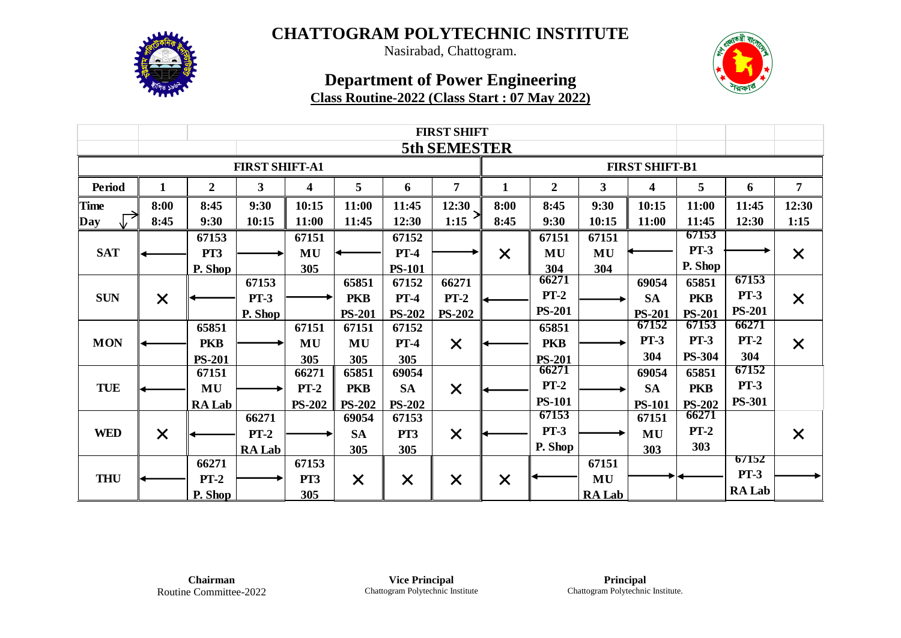# CHATTOGRAM POLYTECHNIC INSTITUTE

Nasirabad, Chattogram.

## Department of Power Engineering

**Class Routine-2022 (Class Start : 07 May 2022)**

| | | | | | | | FIRST SHIFT 5th SEMESTER | | | | | | | |
|---|---|---|---|---|---|---|---|---|---|---|---|---|---|---|
| | FIRST SHIFT-A1 | | | | | | | FIRST SHIFT-B1 | | | | | | |
| **Period** | **1** | **2** | **3** | **4** | **5** | **6** | **7** | **1** | **2** | **3** | **4** | **5** | **6** | **7** |
| **Time / Day** | 8:00 - 8:45 | 8:45 - 9:30 | 9:30 - 10:15 | 10:15 - 11:00 | 11:00 - 11:45 | 11:45 - 12:30 | 12:30 - 1:15 | 8:00 - 8:45 | 8:45 - 9:30 | 9:30 - 10:15 | 10:15 - 11:00 | 11:00 - 11:45 | 11:45 - 12:30 | 12:30 - 1:15 |
| **SAT** | ← | 67153 PT3 P. Shop | → | 67151 MU 305 | ← | 67152 PT-4 PS-101 | → | × | 67151 MU 304 | 67151 MU 304 | ← | 67153 PT-3 P. Shop | → | × |
| **SUN** | × | ← | 67153 PT-3 P. Shop | → | 65851 PKB PS-201 | 67152 PT-4 PS-202 | 66271 PT-2 PS-202 | ← | 66271 PT-2 PS-201 | → | 69054 SA PS-201 | 65851 PKB PS-201 | 67153 PT-3 PS-201 | × |
| **MON** | ← | 65851 PKB PS-201 | → | 67151 MU 305 | 67151 MU 305 | 67152 PT-4 305 | × | ← | 65851 PKB PS-201 | → | 67152 PT-3 304 | 67153 PT-3 PS-304 | 66271 PT-2 304 | × |
| **TUE** | ← | 67151 MU RA Lab | → | 66271 PT-2 PS-202 | 65851 PKB PS-202 | 69054 SA PS-202 | × | ← | 66271 PT-2 PS-101 | → | 69054 SA PS-101 | 65851 PKB PS-202 | 67152 PT-3 PS-301 | |
| **WED** | × | ← | 66271 PT-2 RA Lab | → | 69054 SA 305 | 67153 PT3 305 | × | ← | 67153 PT-3 P. Shop | → | 67151 MU 303 | 66271 PT-2 303 | | × |
| **THU** | ← | 66271 PT-2 P. Shop | → | 67153 PT3 305 | × | × | × | × | ← | 67151 MU RA Lab | → | ← | 67152 PT-3 RA Lab | → |

**Chairman**
Routine Committee-2022

**Vice Principal**
Chattogram Polytechnic Institute

**Principal**
Chattogram Polytechnic Institute.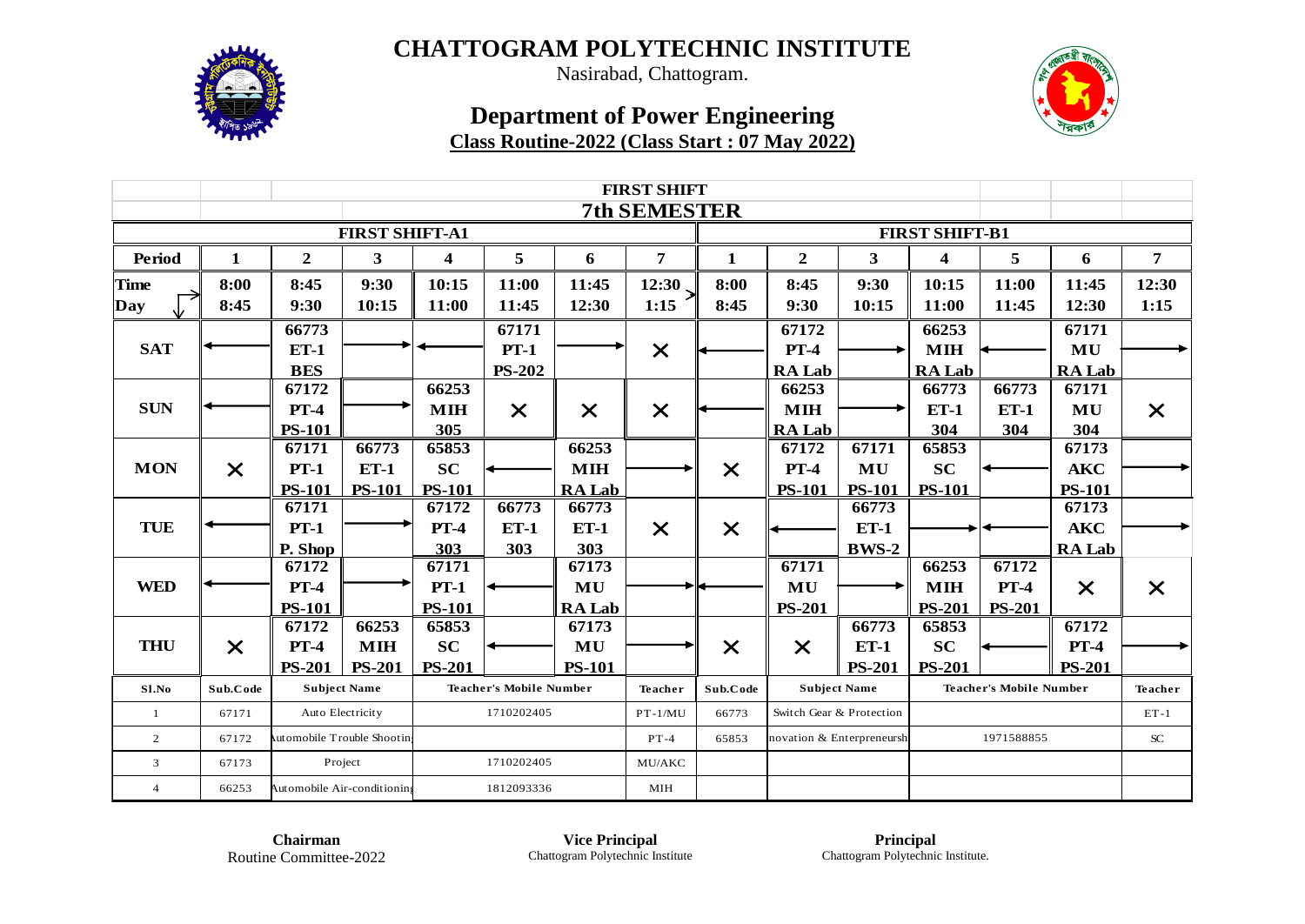# CHATTOGRAM POLYTECHNIC INSTITUTE

Nasirabad, Chattogram.

## Department of Power Engineering

**Class Routine-2022 (Class Start : 07 May 2022)**

**FIRST SHIFT**

**7th SEMESTER**

| | FIRST SHIFT-A1 | | | | | | | FIRST SHIFT-B1 | | | | | | |
|---|---|---|---|---|---|---|---|---|---|---|---|---|---|---|
| **Period** | **1** | **2** | **3** | **4** | **5** | **6** | **7** | **1** | **2** | **3** | **4** | **5** | **6** | **7** |
| **Time / Day** | 8:00 8:45 | 8:45 9:30 | 9:30 10:15 | 10:15 11:00 | 11:00 11:45 | 11:45 12:30 | 12:30 1:15 | 8:00 8:45 | 8:45 9:30 | 9:30 10:15 | 10:15 11:00 | 11:00 11:45 | 11:45 12:30 | 12:30 1:15 |
| **SAT** | ← | 66773 ET-1 BES | → | ← | 67171 PT-1 PS-202 | → | × | ← | 67172 PT-4 RA Lab | → | 66253 MIH RA Lab | ← | 67171 MU RA Lab | → |
| **SUN** | ← | 67172 PT-4 PS-101 | → | 66253 MIH 305 | × | × | × | ← | 66253 MIH RA Lab | → | 66773 ET-1 304 | 66773 ET-1 304 | 67171 MU 304 | × |
| **MON** | × | 67171 PT-1 PS-101 | 66773 ET-1 PS-101 | 65853 SC PS-101 | ← | 66253 MIH RA Lab | → | × | 67172 PT-4 PS-101 | 67171 MU PS-101 | 65853 SC PS-101 | ← | 67173 AKC PS-101 | → |
| **TUE** | ← | 67171 PT-1 P. Shop | → | 67172 PT-4 303 | 66773 ET-1 303 | 66773 ET-1 303 | × | × | ← | 66773 ET-1 BWS-2 | → | ← | 67173 AKC RA Lab | → |
| **WED** | ← | 67172 PT-4 PS-101 | → | 67171 PT-1 PS-101 | ← | 67173 MU RA Lab | → | ← | 67171 MU PS-201 | → | 66253 MIH PS-201 | 67172 PT-4 PS-201 | × | × |
| **THU** | × | 67172 PT-4 PS-201 | 66253 MIH PS-201 | 65853 SC PS-201 | ← | 67173 MU PS-101 | → | × | × | 66773 ET-1 PS-201 | 65853 SC PS-201 | ← | 67172 PT-4 PS-201 | → |

| Sl.No | Sub.Code | Subject Name | Teacher's Mobile Number | Teacher | Sub.Code | Subject Name | Teacher's Mobile Number | Teacher |
|---|---|---|---|---|---|---|---|---|
| 1 | 67171 | Auto Electricity | 1710202405 | PT-1/MU | 66773 | Switch Gear & Protection | | ET-1 |
| 2 | 67172 | Automobile Trouble Shooting | | PT-4 | 65853 | Innovation & Enterpreneurship | 1971588855 | SC |
| 3 | 67173 | Project | 1710202405 | MU/AKC | | | | |
| 4 | 66253 | Automobile Air-conditioning | 1812093336 | MIH | | | | |

**Chairman**
Routine Committee-2022

**Vice Principal**
Chattogram Polytechnic Institute

**Principal**
Chattogram Polytechnic Institute.